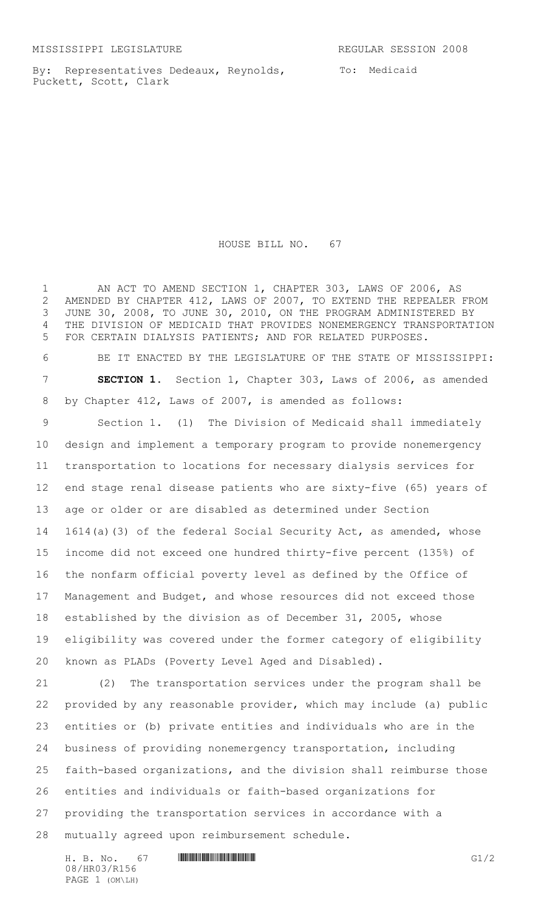MISSISSIPPI LEGISLATURE REGULAR SESSION 2008

By: Representatives Dedeaux, Reynolds, Puckett, Scott, Clark

To: Medicaid

# HOUSE BILL NO. 67

AN ACT TO AMEND SECTION 1, CHAPTER 303, LAWS OF 2006, AS AMENDED BY CHAPTER 412, LAWS OF 2007, TO EXTEND THE REPEALER FROM JUNE 30, 2008, TO JUNE 30, 2010, ON THE PROGRAM ADMINISTERED BY THE DIVISION OF MEDICAID THAT PROVIDES NONEMERGENCY TRANSPORTATION FOR CERTAIN DIALYSIS PATIENTS; AND FOR RELATED PURPOSES.

BE IT ENACTED BY THE LEGISLATURE OF THE STATE OF MISSISSIPPI:

**SECTION 1.** Section 1, Chapter 303, Laws of 2006, as amended by Chapter 412, Laws of 2007, is amended as follows:

Section 1. (1) The Division of Medicaid shall immediately design and implement a temporary program to provide nonemergency transportation to locations for necessary dialysis services for end stage renal disease patients who are sixty-five (65) years of age or older or are disabled as determined under Section 1614(a)(3) of the federal Social Security Act, as amended, whose income did not exceed one hundred thirty-five percent (135%) of the nonfarm official poverty level as defined by the Office of Management and Budget, and whose resources did not exceed those established by the division as of December 31, 2005, whose eligibility was covered under the former category of eligibility known as PLADs (Poverty Level Aged and Disabled).

(2) The transportation services under the program shall be provided by any reasonable provider, which may include (a) public entities or (b) private entities and individuals who are in the business of providing nonemergency transportation, including faith-based organizations, and the division shall reimburse those entities and individuals or faith-based organizations for providing the transportation services in accordance with a mutually agreed upon reimbursement schedule.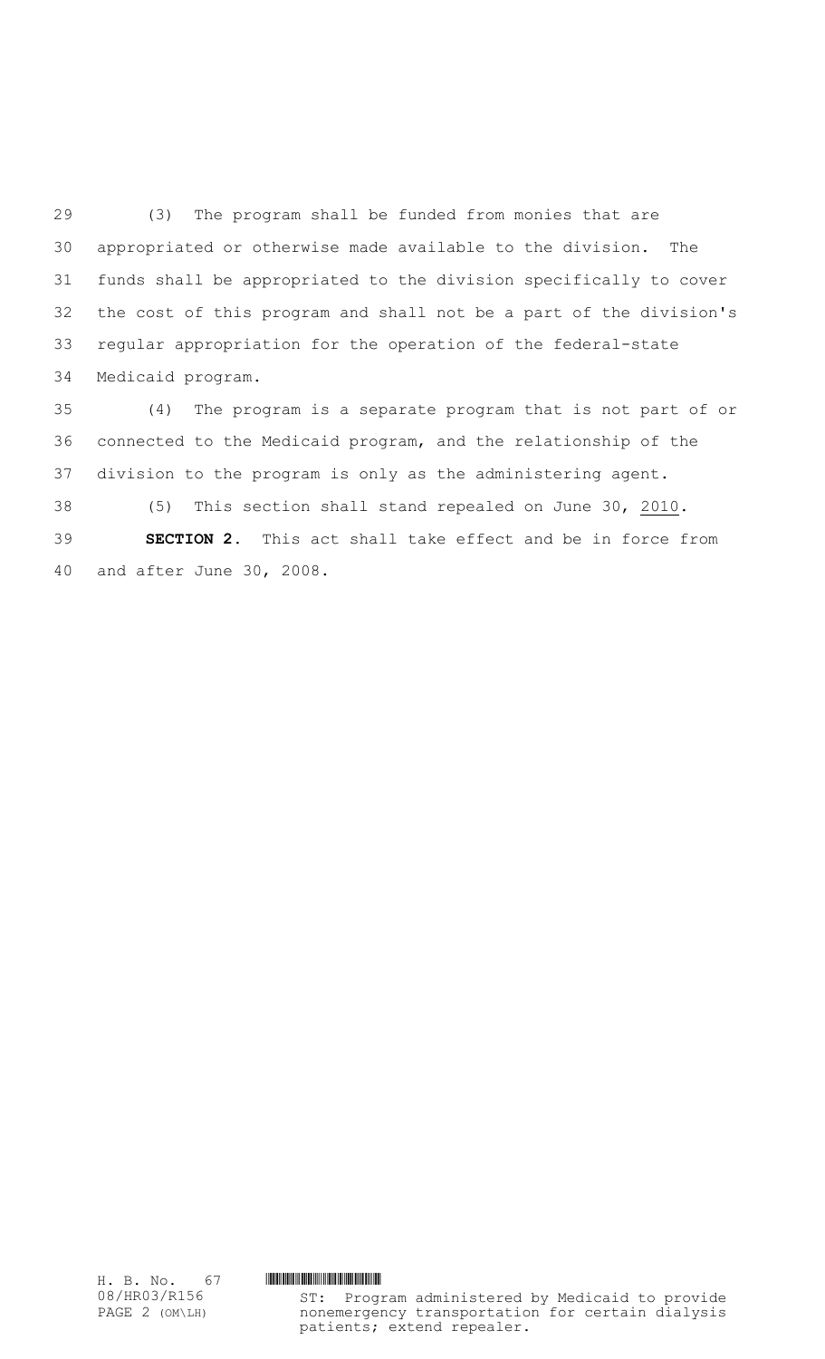(3) The program shall be funded from monies that are appropriated or otherwise made available to the division. The funds shall be appropriated to the division specifically to cover the cost of this program and shall not be a part of the division's regular appropriation for the operation of the federal-state Medicaid program.

(4) The program is a separate program that is not part of or connected to the Medicaid program, and the relationship of the division to the program is only as the administering agent.

(5) This section shall stand repealed on June 30, 2010.

**SECTION 2.** This act shall take effect and be in force from and after June 30, 2008.

ST: Program administered by Medicaid to provide nonemergency transportation for certain dialysis patients; extend repealer.